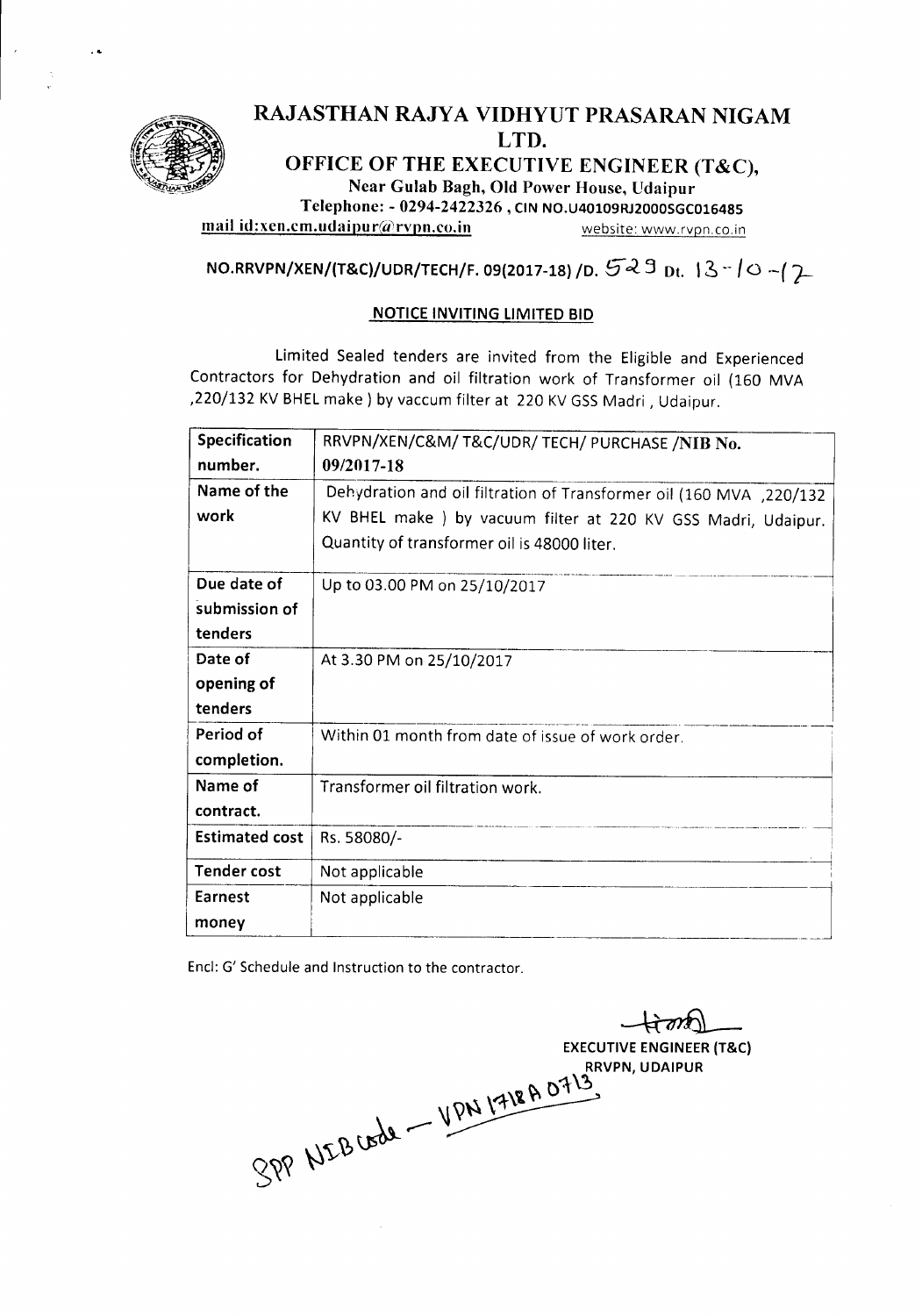# RAJASTHAN RAJYA VIDHYUT PRASARAN NIGAM LTD.

## OFFICE OF THE EXECUTIVE ENGINEER (T&C),

Near Gulab Bagh, Old Power House, Udaipur

Telephone: - 0294-2422326 , CIN NO.U40109RJ2000SGC016485

mail id:xen.cm.udaipur@rvpn.co.in website: www.rvpn.co.in

**NO.RRVPN/XEN/(T&C)/UDR/TECH/F. 09(2017-18) /D. 529 Dt. 13-10-17**

**NOTICE INVITING LIMITED BID**

Limited Sealed tenders are invited from the Eligible and Experienced Contractors for Dehydration and oil filtration work of Transformer oil (160 MVA ,220/132 KV BHEL make ) by vaccum filter at 220 KV GSS Madri , Udaipur.

| Specification number. | RRVPN/XEN/C&M/ T&C/UDR/ TECH/ PURCHASE /NIB No. 09/2017-18 |
|---|---|
| Name of the work | Dehydration and oil filtration of Transformer oil (160 MVA ,220/132 KV BHEL make ) by vacuum filter at 220 KV GSS Madri, Udaipur. Quantity of transformer oil is 48000 liter. |
| Due date of submission of tenders | Up to 03.00 PM on 25/10/2017 |
| Date of opening of tenders | At 3.30 PM on 25/10/2017 |
| Period of completion. | Within 01 month from date of issue of work order. |
| Name of contract. | Transformer oil filtration work. |
| Estimated cost | Rs. 58080/- |
| Tender cost | Not applicable |
| Earnest money | Not applicable |

Encl: G' Schedule and Instruction to the contractor.

EXECUTIVE ENGINEER (T&C)
RRVPN, UDAIPUR

SPP NIB code — VPN 1718A 0713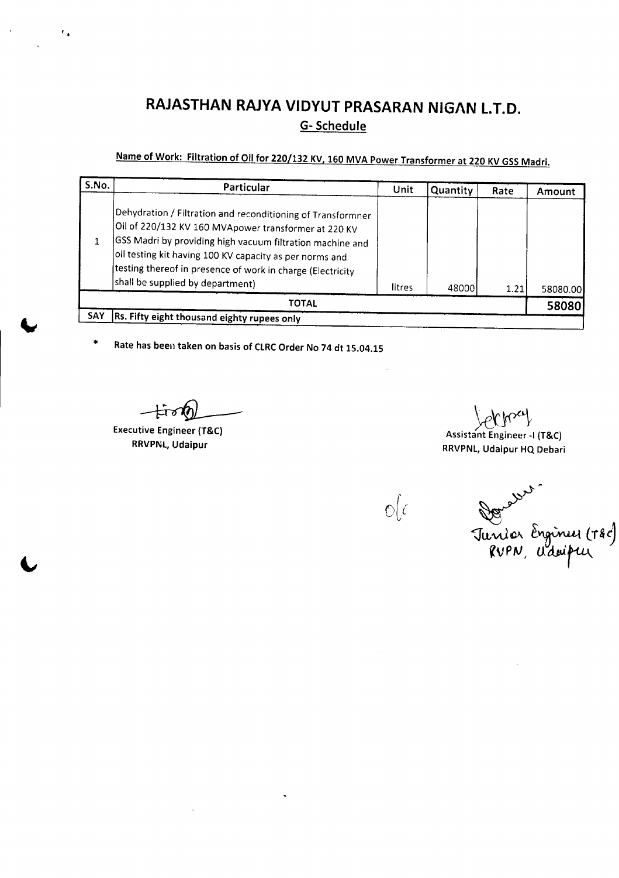# RAJASTHAN RAJYA VIDYUT PRASARAN NIGAN L.T.D.

## G- Schedule

**Name of Work: Filtration of Oil for 220/132 KV, 160 MVA Power Transformer at 220 KV GSS Madri.**

| S.No. | Particular | Unit | Quantity | Rate | Amount |
|---|---|---|---|---|---|
| 1 | Dehydration / Filtration and reconditioning of Transformner Oil of 220/132 KV 160 MVApower transformer at 220 KV GSS Madri by providing high vacuum filtration machine and oil testing kit having 100 KV capacity as per norms and testing thereof in presence of work in charge (Electricity shall be supplied by department) | litres | 48000 | 1.21 | 58080.00 |
| | **TOTAL** | | | | **58080** |
| SAY | **Rs. Fifty eight thousand eighty rupees only** | | | | |

\* **Rate has been taken on basis of CLRC Order No 74 dt 15.04.15**

**Executive Engineer (T&C)**
**RRVPNL, Udaipur**

**Assistant Engineer -I (T&C)**
**RRVPNL, Udaipur HQ Debari**

O/c

Junior Engineer (T&C)
RVPN, Udaipur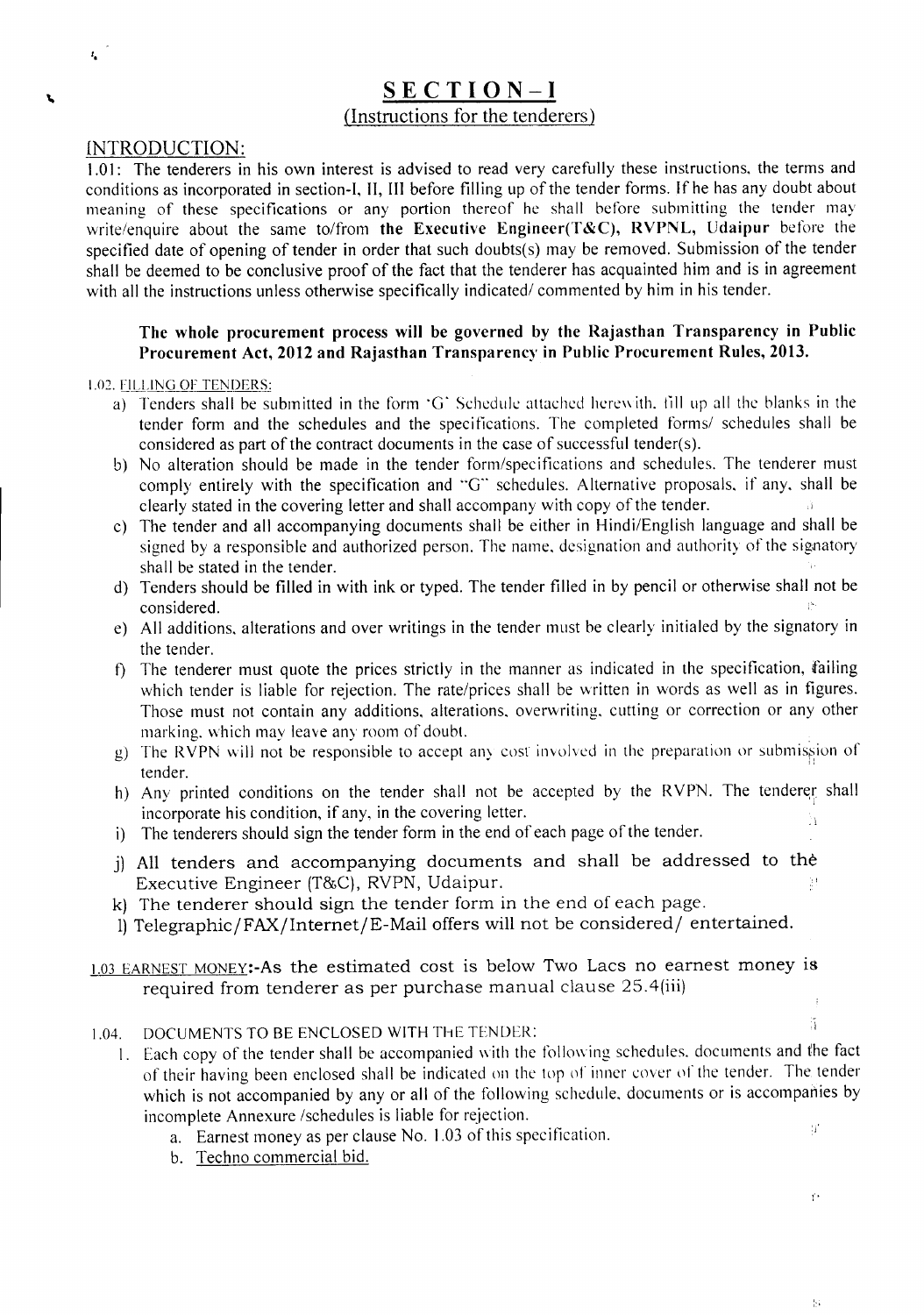# SECTION-I

## (Instructions for the tenderers)

### INTRODUCTION:

1.01: The tenderers in his own interest is advised to read very carefully these instructions, the terms and conditions as incorporated in section-I, II, III before filling up of the tender forms. If he has any doubt about meaning of these specifications or any portion thereof he shall before submitting the tender may write/enquire about the same to/from **the Executive Engineer(T&C), RVPNL, Udaipur** before the specified date of opening of tender in order that such doubts(s) may be removed. Submission of the tender shall be deemed to be conclusive proof of the fact that the tenderer has acquainted him and is in agreement with all the instructions unless otherwise specifically indicated/ commented by him in his tender.

**The whole procurement process will be governed by the Rajasthan Transparency in Public Procurement Act, 2012 and Rajasthan Transparency in Public Procurement Rules, 2013.**

1.02. FILLING OF TENDERS:

a) Tenders shall be submitted in the form 'G' Schedule attached herewith, fill up all the blanks in the tender form and the schedules and the specifications. The completed forms/ schedules shall be considered as part of the contract documents in the case of successful tender(s).

b) No alteration should be made in the tender form/specifications and schedules. The tenderer must comply entirely with the specification and "G" schedules. Alternative proposals, if any, shall be clearly stated in the covering letter and shall accompany with copy of the tender.

c) The tender and all accompanying documents shall be either in Hindi/English language and shall be signed by a responsible and authorized person. The name, designation and authority of the signatory shall be stated in the tender.

d) Tenders should be filled in with ink or typed. The tender filled in by pencil or otherwise shall not be considered.

e) All additions, alterations and over writings in the tender must be clearly initialed by the signatory in the tender.

f) The tenderer must quote the prices strictly in the manner as indicated in the specification, failing which tender is liable for rejection. The rate/prices shall be written in words as well as in figures. Those must not contain any additions, alterations, overwriting, cutting or correction or any other marking, which may leave any room of doubt.

g) The RVPN will not be responsible to accept any cost involved in the preparation or submission of tender.

h) Any printed conditions on the tender shall not be accepted by the RVPN. The tenderer shall incorporate his condition, if any, in the covering letter.

i) The tenderers should sign the tender form in the end of each page of the tender.

j) All tenders and accompanying documents and shall be addressed to the Executive Engineer (T&C), RVPN, Udaipur.

k) The tenderer should sign the tender form in the end of each page.

l) Telegraphic/FAX/Internet/E-Mail offers will not be considered/ entertained.

1.03 EARNEST MONEY:-As the estimated cost is below Two Lacs no earnest money is required from tenderer as per purchase manual clause 25.4(iii)

1.04. DOCUMENTS TO BE ENCLOSED WITH THE TENDER:

1. Each copy of the tender shall be accompanied with the following schedules, documents and the fact of their having been enclosed shall be indicated on the top of inner cover of the tender. The tender which is not accompanied by any or all of the following schedule, documents or is accompanies by incomplete Annexure /schedules is liable for rejection.
   a. Earnest money as per clause No. 1.03 of this specification.
   b. Techno commercial bid.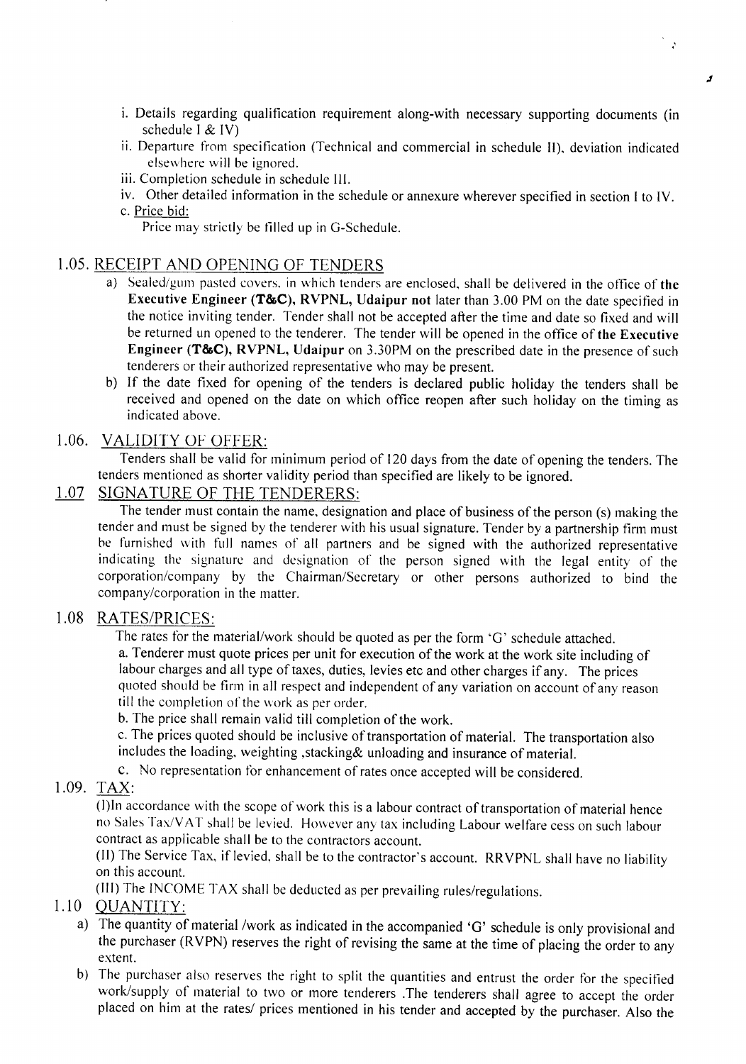i. Details regarding qualification requirement along-with necessary supporting documents (in schedule I & IV)

ii. Departure from specification (Technical and commercial in schedule II), deviation indicated elsewhere will be ignored.

iii. Completion schedule in schedule III.

iv. Other detailed information in the schedule or annexure wherever specified in section I to IV.

c. Price bid:

Price may strictly be filled up in G-Schedule.

## 1.05. RECEIPT AND OPENING OF TENDERS

a) Sealed/gum pasted covers, in which tenders are enclosed, shall be delivered in the office of **the Executive Engineer (T&C), RVPNL, Udaipur not** later than 3.00 PM on the date specified in the notice inviting tender. Tender shall not be accepted after the time and date so fixed and will be returned un opened to the tenderer. The tender will be opened in the office of **the Executive Engineer (T&C), RVPNL, Udaipur** on 3.30PM on the prescribed date in the presence of such tenderers or their authorized representative who may be present.

b) If the date fixed for opening of the tenders is declared public holiday the tenders shall be received and opened on the date on which office reopen after such holiday on the timing as indicated above.

## 1.06. VALIDITY OF OFFER:

Tenders shall be valid for minimum period of 120 days from the date of opening the tenders. The tenders mentioned as shorter validity period than specified are likely to be ignored.

## 1.07 SIGNATURE OF THE TENDERERS:

The tender must contain the name, designation and place of business of the person (s) making the tender and must be signed by the tenderer with his usual signature. Tender by a partnership firm must be furnished with full names of all partners and be signed with the authorized representative indicating the signature and designation of the person signed with the legal entity of the corporation/company by the Chairman/Secretary or other persons authorized to bind the company/corporation in the matter.

## 1.08 RATES/PRICES:

The rates for the material/work should be quoted as per the form 'G' schedule attached.

a. Tenderer must quote prices per unit for execution of the work at the work site including of labour charges and all type of taxes, duties, levies etc and other charges if any. The prices quoted should be firm in all respect and independent of any variation on account of any reason till the completion of the work as per order.

b. The price shall remain valid till completion of the work.

c. The prices quoted should be inclusive of transportation of material. The transportation also includes the loading, weighting ,stacking& unloading and insurance of material.

c. No representation for enhancement of rates once accepted will be considered.

## 1.09. TAX:

(I)In accordance with the scope of work this is a labour contract of transportation of material hence no Sales Tax/VAT shall be levied. However any tax including Labour welfare cess on such labour contract as applicable shall be to the contractors account.

(II) The Service Tax, if levied, shall be to the contractor's account. RRVPNL shall have no liability on this account.

(III) The INCOME TAX shall be deducted as per prevailing rules/regulations.

## 1.10 QUANTITY:

a) The quantity of material /work as indicated in the accompanied 'G' schedule is only provisional and the purchaser (RVPN) reserves the right of revising the same at the time of placing the order to any extent.

b) The purchaser also reserves the right to split the quantities and entrust the order for the specified work/supply of material to two or more tenderers .The tenderers shall agree to accept the order placed on him at the rates/ prices mentioned in his tender and accepted by the purchaser. Also the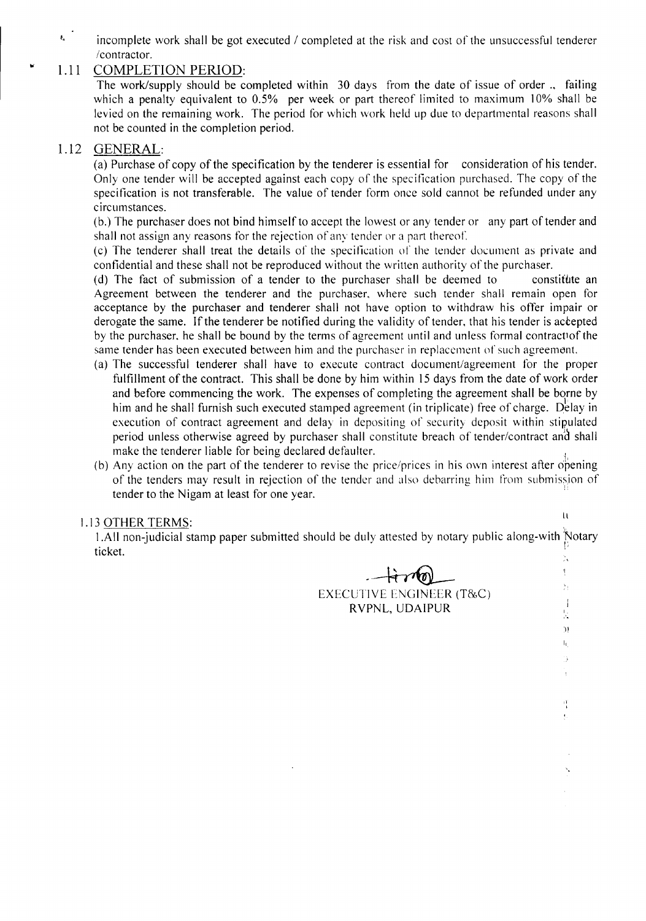incomplete work shall be got executed / completed at the risk and cost of the unsuccessful tenderer /contractor.

## 1.11 COMPLETION PERIOD:

The work/supply should be completed within 30 days from the date of issue of order ., failing which a penalty equivalent to 0.5% per week or part thereof limited to maximum 10% shall be levied on the remaining work. The period for which work held up due to departmental reasons shall not be counted in the completion period.

## 1.12 GENERAL:

(a) Purchase of copy of the specification by the tenderer is essential for consideration of his tender. Only one tender will be accepted against each copy of the specification purchased. The copy of the specification is not transferable. The value of tender form once sold cannot be refunded under any circumstances.

(b.) The purchaser does not bind himself to accept the lowest or any tender or any part of tender and shall not assign any reasons for the rejection of any tender or a part thereof.

(c) The tenderer shall treat the details of the specification of the tender document as private and confidential and these shall not be reproduced without the written authority of the purchaser.

(d) The fact of submission of a tender to the purchaser shall be deemed to constitute an Agreement between the tenderer and the purchaser, where such tender shall remain open for acceptance by the purchaser and tenderer shall not have option to withdraw his offer impair or derogate the same. If the tenderer be notified during the validity of tender, that his tender is accepted by the purchaser, he shall be bound by the terms of agreement until and unless formal contract of the same tender has been executed between him and the purchaser in replacement of such agreement.

(a) The successful tenderer shall have to execute contract document/agreement for the proper fulfillment of the contract. This shall be done by him within 15 days from the date of work order and before commencing the work. The expenses of completing the agreement shall be borne by him and he shall furnish such executed stamped agreement (in triplicate) free of charge. Delay in execution of contract agreement and delay in depositing of security deposit within stipulated period unless otherwise agreed by purchaser shall constitute breach of tender/contract and shall make the tenderer liable for being declared defaulter.

(b) Any action on the part of the tenderer to revise the price/prices in his own interest after opening of the tenders may result in rejection of the tender and also debarring him from submission of tender to the Nigam at least for one year.

## 1.13 OTHER TERMS:

1. All non-judicial stamp paper submitted should be duly attested by notary public along-with Notary ticket.

EXECUTIVE ENGINEER (T&C)
RVPNL, UDAIPUR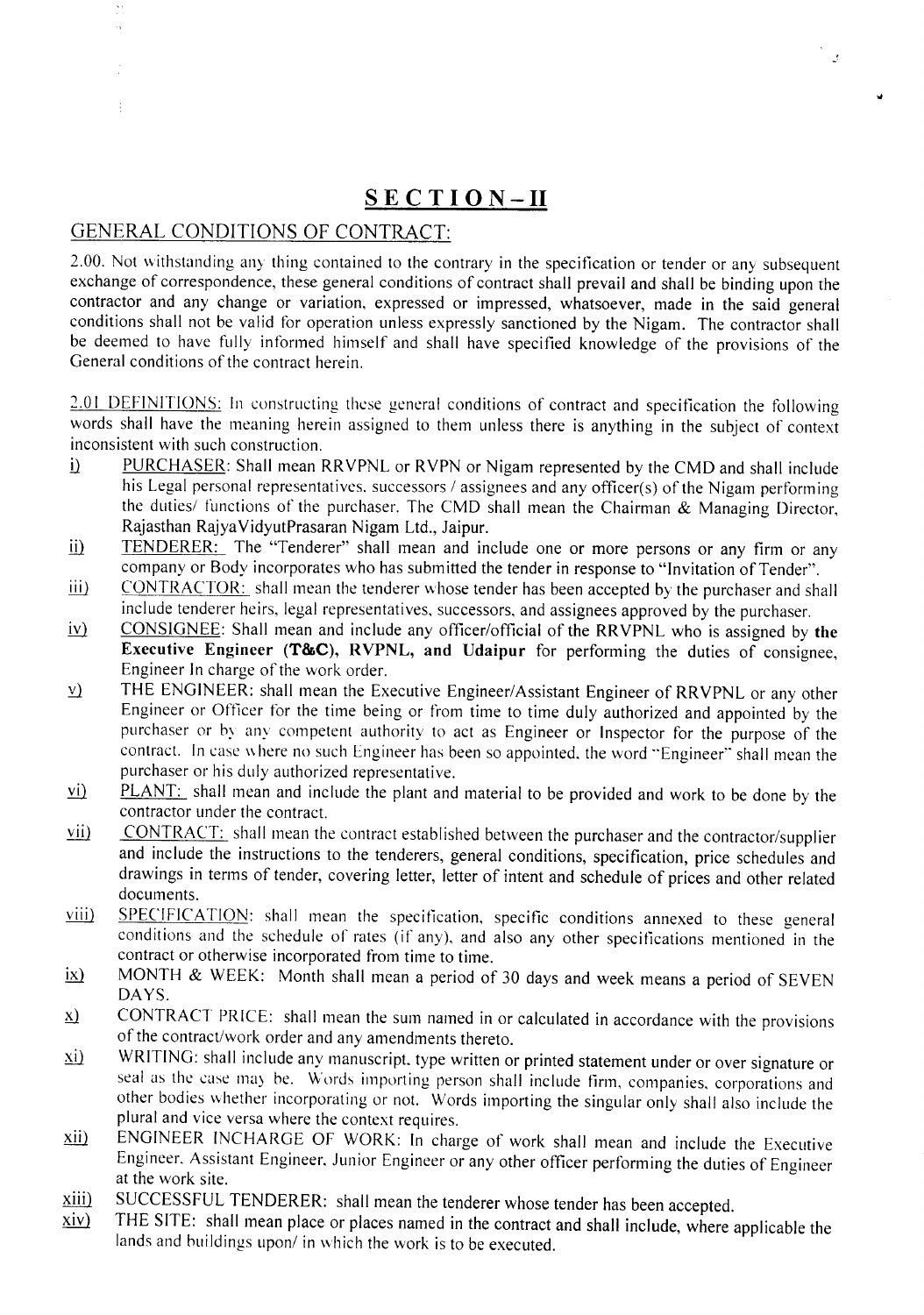# SECTION–II

## GENERAL CONDITIONS OF CONTRACT:

2.00. Not withstanding any thing contained to the contrary in the specification or tender or any subsequent exchange of correspondence, these general conditions of contract shall prevail and shall be binding upon the contractor and any change or variation, expressed or impressed, whatsoever, made in the said general conditions shall not be valid for operation unless expressly sanctioned by the Nigam. The contractor shall be deemed to have fully informed himself and shall have specified knowledge of the provisions of the General conditions of the contract herein.

2.01 DEFINITIONS: In constructing these general conditions of contract and specification the following words shall have the meaning herein assigned to them unless there is anything in the subject of context inconsistent with such construction.

i) PURCHASER: Shall mean RRVPNL or RVPN or Nigam represented by the CMD and shall include his Legal personal representatives, successors / assignees and any officer(s) of the Nigam performing the duties/ functions of the purchaser. The CMD shall mean the Chairman & Managing Director, Rajasthan RajyaVidyutPrasaran Nigam Ltd., Jaipur.

ii) TENDERER: The "Tenderer" shall mean and include one or more persons or any firm or any company or Body incorporates who has submitted the tender in response to "Invitation of Tender".

iii) CONTRACTOR: shall mean the tenderer whose tender has been accepted by the purchaser and shall include tenderer heirs, legal representatives, successors, and assignees approved by the purchaser.

iv) CONSIGNEE: Shall mean and include any officer/official of the RRVPNL who is assigned by **the Executive Engineer (T&C), RVPNL, and Udaipur** for performing the duties of consignee, Engineer In charge of the work order.

v) THE ENGINEER: shall mean the Executive Engineer/Assistant Engineer of RRVPNL or any other Engineer or Officer for the time being or from time to time duly authorized and appointed by the purchaser or by any competent authority to act as Engineer or Inspector for the purpose of the contract. In case where no such Engineer has been so appointed, the word "Engineer" shall mean the purchaser or his duly authorized representative.

vi) PLANT: shall mean and include the plant and material to be provided and work to be done by the contractor under the contract.

vii) CONTRACT: shall mean the contract established between the purchaser and the contractor/supplier and include the instructions to the tenderers, general conditions, specification, price schedules and drawings in terms of tender, covering letter, letter of intent and schedule of prices and other related documents.

viii) SPECIFICATION: shall mean the specification, specific conditions annexed to these general conditions and the schedule of rates (if any), and also any other specifications mentioned in the contract or otherwise incorporated from time to time.

ix) MONTH & WEEK: Month shall mean a period of 30 days and week means a period of SEVEN DAYS.

x) CONTRACT PRICE: shall mean the sum named in or calculated in accordance with the provisions of the contract/work order and any amendments thereto.

xi) WRITING: shall include any manuscript, type written or printed statement under or over signature or seal as the case may be. Words importing person shall include firm, companies, corporations and other bodies whether incorporating or not. Words importing the singular only shall also include the plural and vice versa where the context requires.

xii) ENGINEER INCHARGE OF WORK: In charge of work shall mean and include the Executive Engineer, Assistant Engineer, Junior Engineer or any other officer performing the duties of Engineer at the work site.

xiii) SUCCESSFUL TENDERER: shall mean the tenderer whose tender has been accepted.

xiv) THE SITE: shall mean place or places named in the contract and shall include, where applicable the lands and buildings upon/ in which the work is to be executed.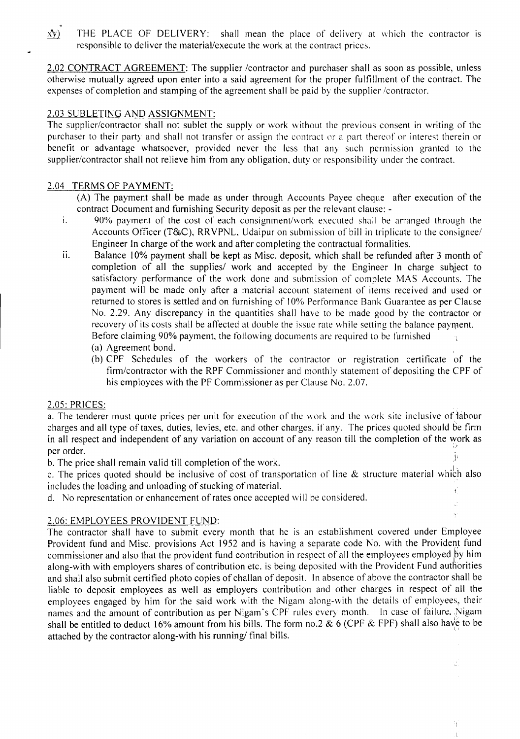xv) THE PLACE OF DELIVERY: shall mean the place of delivery at which the contractor is responsible to deliver the material/execute the work at the contract prices.

2.02 CONTRACT AGREEMENT: The supplier /contractor and purchaser shall as soon as possible, unless otherwise mutually agreed upon enter into a said agreement for the proper fulfillment of the contract. The expenses of completion and stamping of the agreement shall be paid by the supplier /contractor.

2.03 SUBLETING AND ASSIGNMENT:

The supplier/contractor shall not sublet the supply or work without the previous consent in writing of the purchaser to their party and shall not transfer or assign the contract or a part thereof or interest therein or benefit or advantage whatsoever, provided never the less that any such permission granted to the supplier/contractor shall not relieve him from any obligation, duty or responsibility under the contract.

2.04 TERMS OF PAYMENT:

(A) The payment shall be made as under through Accounts Payee cheque after execution of the contract Document and furnishing Security deposit as per the relevant clause: -

i. 90% payment of the cost of each consignment/work executed shall be arranged through the Accounts Officer (T&C), RRVPNL, Udaipur on submission of bill in triplicate to the consignee/ Engineer In charge of the work and after completing the contractual formalities.

ii. Balance 10% payment shall be kept as Misc. deposit, which shall be refunded after 3 month of completion of all the supplies/ work and accepted by the Engineer In charge subject to satisfactory performance of the work done and submission of complete MAS Accounts. The payment will be made only after a material account statement of items received and used or returned to stores is settled and on furnishing of 10% Performance Bank Guarantee as per Clause No. 2.29. Any discrepancy in the quantities shall have to be made good by the contractor or recovery of its costs shall be affected at double the issue rate while setting the balance payment. Before claiming 90% payment, the following documents are required to be furnished

(a) Agreement bond.

(b) CPF Schedules of the workers of the contractor or registration certificate of the firm/contractor with the RPF Commissioner and monthly statement of depositing the CPF of his employees with the PF Commissioner as per Clause No. 2.07.

2.05: PRICES:

a. The tenderer must quote prices per unit for execution of the work and the work site inclusive of labour charges and all type of taxes, duties, levies, etc. and other charges, if any. The prices quoted should be firm in all respect and independent of any variation on account of any reason till the completion of the work as per order.

b. The price shall remain valid till completion of the work.

c. The prices quoted should be inclusive of cost of transportation of line & structure material which also includes the loading and unloading of stucking of material.

d. No representation or enhancement of rates once accepted will be considered.

2.06: EMPLOYEES PROVIDENT FUND:

The contractor shall have to submit every month that he is an establishment covered under Employee Provident fund and Misc. provisions Act 1952 and is having a separate code No. with the Provident fund commissioner and also that the provident fund contribution in respect of all the employees employed by him along-with with employers shares of contribution etc. is being deposited with the Provident Fund authorities and shall also submit certified photo copies of challan of deposit. In absence of above the contractor shall be liable to deposit employees as well as employers contribution and other charges in respect of all the employees engaged by him for the said work with the Nigam along-with the details of employees, their names and the amount of contribution as per Nigam's CPF rules every month. In case of failure, Nigam shall be entitled to deduct 16% amount from his bills. The form no.2 & 6 (CPF & FPF) shall also have to be attached by the contractor along-with his running/ final bills.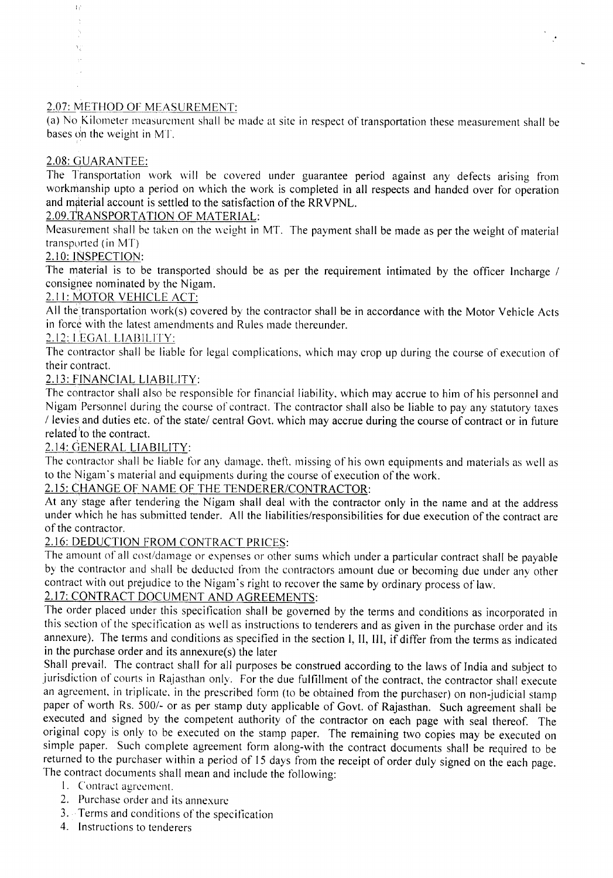2.07: METHOD OF MEASUREMENT:

(a) No Kilometer measurement shall be made at site in respect of transportation these measurement shall be bases on the weight in MT.

2.08: GUARANTEE:

The Transportation work will be covered under guarantee period against any defects arising from workmanship upto a period on which the work is completed in all respects and handed over for operation and material account is settled to the satisfaction of the RRVPNL.

2.09.TRANSPORTATION OF MATERIAL:

Measurement shall be taken on the weight in MT. The payment shall be made as per the weight of material transported (in MT)

2.10: INSPECTION:

The material is to be transported should be as per the requirement intimated by the officer Incharge / consignee nominated by the Nigam.

2.11: MOTOR VEHICLE ACT:

All the transportation work(s) covered by the contractor shall be in accordance with the Motor Vehicle Acts in force with the latest amendments and Rules made thereunder.

2.12: LEGAL LIABILITY:

The contractor shall be liable for legal complications, which may crop up during the course of execution of their contract.

2.13: FINANCIAL LIABILITY:

The contractor shall also be responsible for financial liability, which may accrue to him of his personnel and Nigam Personnel during the course of contract. The contractor shall also be liable to pay any statutory taxes / levies and duties etc. of the state/ central Govt. which may accrue during the course of contract or in future related to the contract.

2.14: GENERAL LIABILITY:

The contractor shall be liable for any damage, theft, missing of his own equipments and materials as well as to the Nigam's material and equipments during the course of execution of the work.

2.15: CHANGE OF NAME OF THE TENDERER/CONTRACTOR:

At any stage after tendering the Nigam shall deal with the contractor only in the name and at the address under which he has submitted tender. All the liabilities/responsibilities for due execution of the contract are of the contractor.

2.16: DEDUCTION FROM CONTRACT PRICES:

The amount of all cost/damage or expenses or other sums which under a particular contract shall be payable by the contractor and shall be deducted from the contractors amount due or becoming due under any other contract with out prejudice to the Nigam's right to recover the same by ordinary process of law.

2.17: CONTRACT DOCUMENT AND AGREEMENTS:

The order placed under this specification shall be governed by the terms and conditions as incorporated in this section of the specification as well as instructions to tenderers and as given in the purchase order and its annexure). The terms and conditions as specified in the section I, II, III, if differ from the terms as indicated in the purchase order and its annexure(s) the later

Shall prevail. The contract shall for all purposes be construed according to the laws of India and subject to jurisdiction of courts in Rajasthan only. For the due fulfillment of the contract, the contractor shall execute an agreement, in triplicate, in the prescribed form (to be obtained from the purchaser) on non-judicial stamp paper of worth Rs. 500/- or as per stamp duty applicable of Govt. of Rajasthan. Such agreement shall be executed and signed by the competent authority of the contractor on each page with seal thereof. The original copy is only to be executed on the stamp paper. The remaining two copies may be executed on simple paper. Such complete agreement form along-with the contract documents shall be required to be returned to the purchaser within a period of 15 days from the receipt of order duly signed on the each page. The contract documents shall mean and include the following:

1. Contract agreement.
2. Purchase order and its annexure
3. Terms and conditions of the specification
4. Instructions to tenderers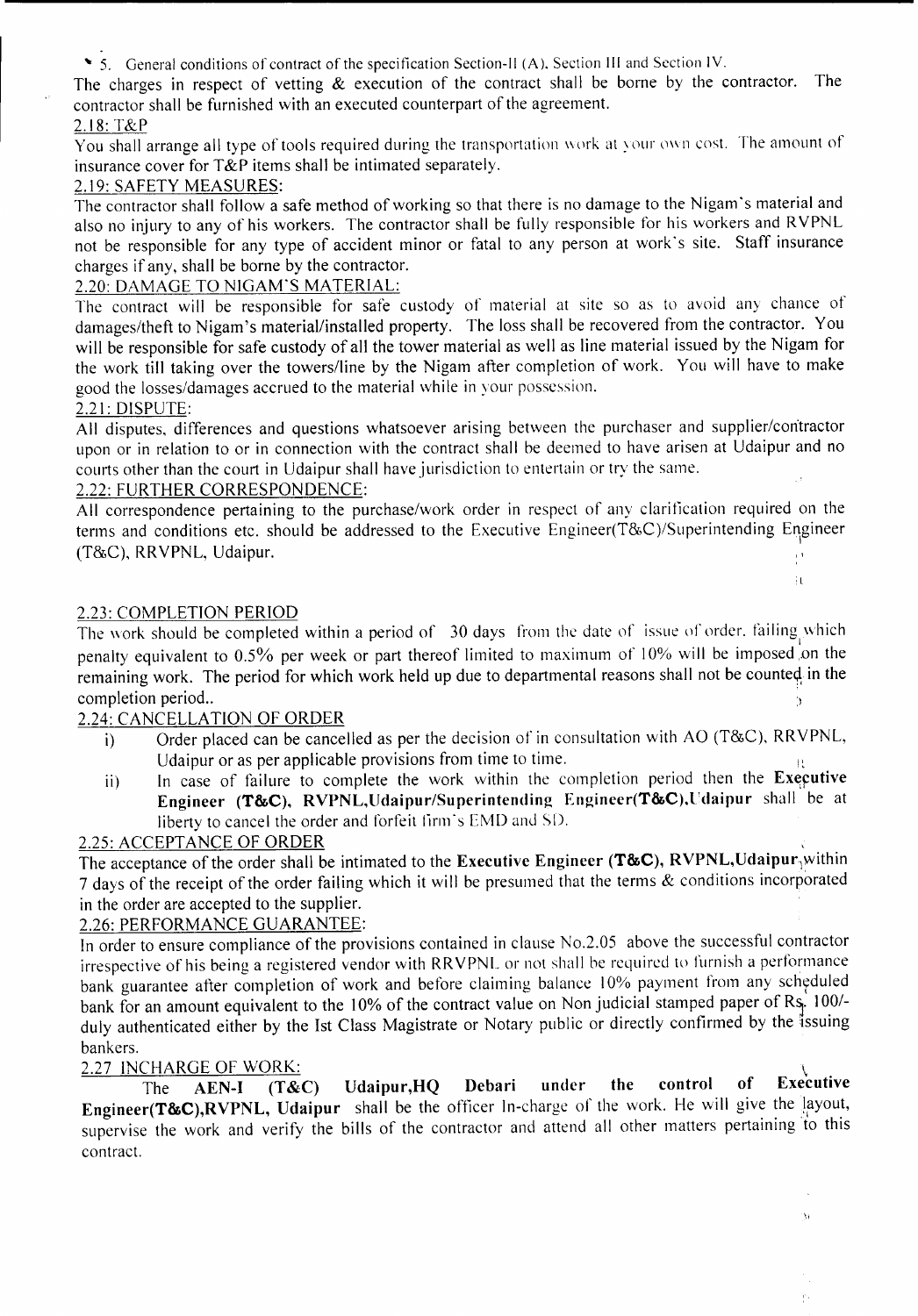5. General conditions of contract of the specification Section-II (A), Section III and Section IV.

The charges in respect of vetting & execution of the contract shall be borne by the contractor. The contractor shall be furnished with an executed counterpart of the agreement.

2.18: T&P

You shall arrange all type of tools required during the transportation work at your own cost. The amount of insurance cover for T&P items shall be intimated separately.

2.19: SAFETY MEASURES:

The contractor shall follow a safe method of working so that there is no damage to the Nigam's material and also no injury to any of his workers. The contractor shall be fully responsible for his workers and RVPNL not be responsible for any type of accident minor or fatal to any person at work's site. Staff insurance charges if any, shall be borne by the contractor.

2.20: DAMAGE TO NIGAM'S MATERIAL:

The contract will be responsible for safe custody of material at site so as to avoid any chance of damages/theft to Nigam's material/installed property. The loss shall be recovered from the contractor. You will be responsible for safe custody of all the tower material as well as line material issued by the Nigam for the work till taking over the towers/line by the Nigam after completion of work. You will have to make good the losses/damages accrued to the material while in your possession.

2.21: DISPUTE:

All disputes, differences and questions whatsoever arising between the purchaser and supplier/contractor upon or in relation to or in connection with the contract shall be deemed to have arisen at Udaipur and no courts other than the court in Udaipur shall have jurisdiction to entertain or try the same.

2.22: FURTHER CORRESPONDENCE:

All correspondence pertaining to the purchase/work order in respect of any clarification required on the terms and conditions etc. should be addressed to the Executive Engineer(T&C)/Superintending Engineer (T&C), RRVPNL, Udaipur.

2.23: COMPLETION PERIOD

The work should be completed within a period of 30 days from the date of issue of order. failing which penalty equivalent to 0.5% per week or part thereof limited to maximum of 10% will be imposed on the remaining work. The period for which work held up due to departmental reasons shall not be counted in the completion period..

2.24: CANCELLATION OF ORDER

i) Order placed can be cancelled as per the decision of in consultation with AO (T&C), RRVPNL, Udaipur or as per applicable provisions from time to time.

ii) In case of failure to complete the work within the completion period then the **Executive Engineer (T&C), RVPNL,Udaipur/Superintending Engineer(T&C),Udaipur** shall be at liberty to cancel the order and forfeit firm's EMD and SD.

2.25: ACCEPTANCE OF ORDER

The acceptance of the order shall be intimated to the **Executive Engineer (T&C), RVPNL,Udaipur** within 7 days of the receipt of the order failing which it will be presumed that the terms & conditions incorporated in the order are accepted to the supplier.

2.26: PERFORMANCE GUARANTEE:

In order to ensure compliance of the provisions contained in clause No.2.05 above the successful contractor irrespective of his being a registered vendor with RRVPNL or not shall be required to furnish a performance bank guarantee after completion of work and before claiming balance 10% payment from any scheduled bank for an amount equivalent to the 10% of the contract value on Non judicial stamped paper of Rs. 100/- duly authenticated either by the Ist Class Magistrate or Notary public or directly confirmed by the issuing bankers.

2.27 INCHARGE OF WORK:

The **AEN-I (T&C) Udaipur,HQ Debari under the control of Executive Engineer(T&C),RVPNL, Udaipur** shall be the officer In-charge of the work. He will give the layout, supervise the work and verify the bills of the contractor and attend all other matters pertaining to this contract.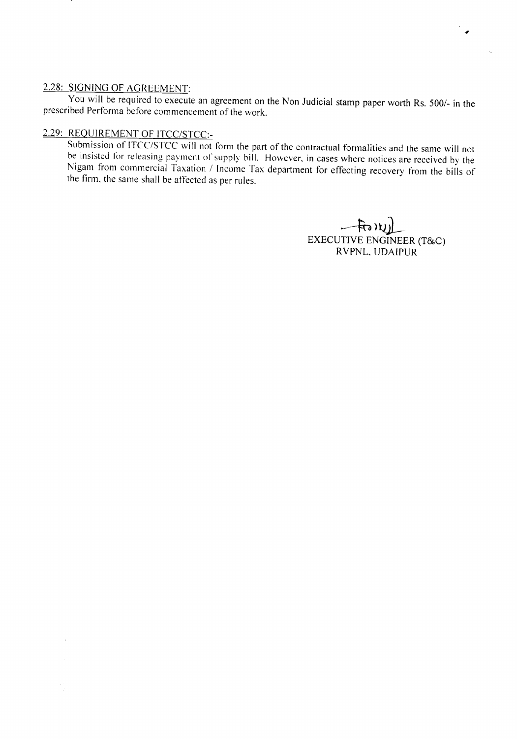## 2.28: SIGNING OF AGREEMENT:

You will be required to execute an agreement on the Non Judicial stamp paper worth Rs. 500/- in the prescribed Performa before commencement of the work.

## 2.29: REQUIREMENT OF ITCC/STCC:-

Submission of ITCC/STCC will not form the part of the contractual formalities and the same will not be insisted for releasing payment of supply bill. However, in cases where notices are received by the Nigam from commercial Taxation / Income Tax department for effecting recovery from the bills of the firm, the same shall be affected as per rules.

EXECUTIVE ENGINEER (T&C)
RVPNL, UDAIPUR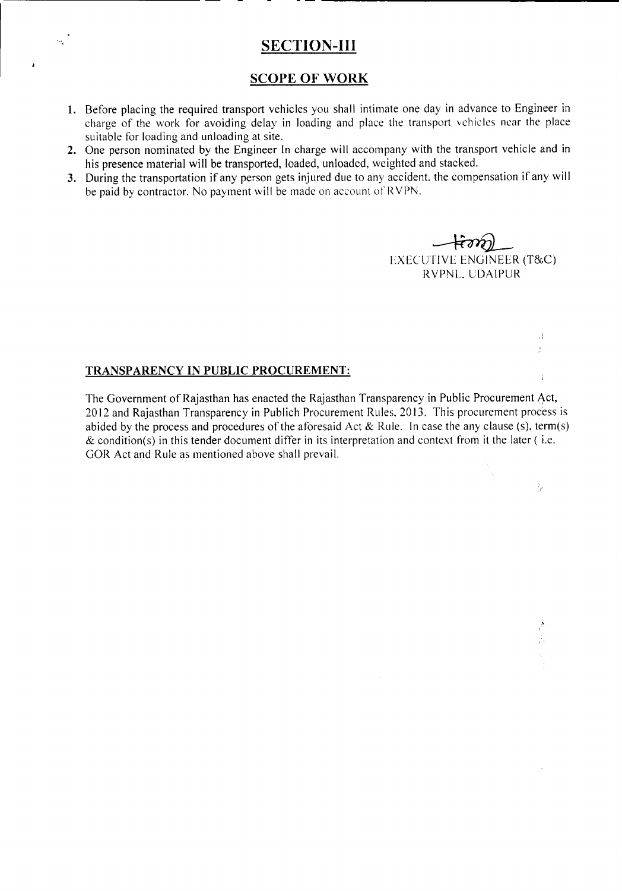# SECTION-III

## SCOPE OF WORK

1. Before placing the required transport vehicles you shall intimate one day in advance to Engineer in charge of the work for avoiding delay in loading and place the transport vehicles near the place suitable for loading and unloading at site.
2. One person nominated by the Engineer In charge will accompany with the transport vehicle and in his presence material will be transported, loaded, unloaded, weighted and stacked.
3. During the transportation if any person gets injured due to any accident, the compensation if any will be paid by contractor. No payment will be made on account of RVPN.

EXECUTIVE ENGINEER (T&C)
RVPNL, UDAIPUR

**TRANSPARENCY IN PUBLIC PROCUREMENT:**

The Government of Rajasthan has enacted the Rajasthan Transparency in Public Procurement Act, 2012 and Rajasthan Transparency in Publich Procurement Rules, 2013. This procurement process is abided by the process and procedures of the aforesaid Act & Rule. In case the any clause (s), term(s) & condition(s) in this tender document differ in its interpretation and context from it the later ( i.e. GOR Act and Rule as mentioned above shall prevail.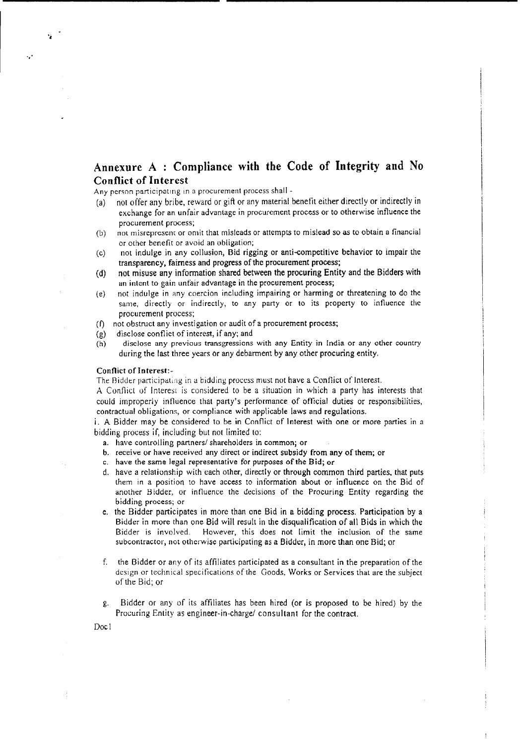## Annexure A : Compliance with the Code of Integrity and No Conflict of Interest

Any person participating in a procurement process shall -

- (a) not offer any bribe, reward or gift or any material benefit either directly or indirectly in exchange for an unfair advantage in procurement process or to otherwise influence the procurement process;
- (b) not misrepresent or omit that misleads or attempts to mislead so as to obtain a financial or other benefit or avoid an obligation;
- (c) not indulge in any collusion, Bid rigging or anti-competitive behavior to impair the transparency, fairness and progress of the procurement process;
- (d) not misuse any information shared between the procuring Entity and the Bidders with an intent to gain unfair advantage in the procurement process;
- (e) not indulge in any coercion including impairing or harming or threatening to do the same, directly or indirectly, to any party or to its property to influence the procurement process;
- (f) not obstruct any investigation or audit of a procurement process;
- (g) disclose conflict of interest, if any; and
- (h) disclose any previous transgressions with any Entity in India or any other country during the last three years or any debarment by any other procuring entity.

**Conflict of Interest:-**

The Bidder participating in a bidding process must not have a Conflict of Interest.

A Conflict of Interest is considered to be a situation in which a party has interests that could improperly influence that party's performance of official duties or responsibilities, contractual obligations, or compliance with applicable laws and regulations.

i. A Bidder may be considered to be in Conflict of Interest with one or more parties in a bidding process if, including but not limited to:

- a. have controlling partners/ shareholders in common; or
- b. receive or have received any direct or indirect subsidy from any of them; or
- c. have the same legal representative for purposes of the Bid; or
- d. have a relationship with each other, directly or through common third parties, that puts them in a position to have access to information about or influence on the Bid of another Bidder, or influence the decisions of the Procuring Entity regarding the bidding process; or
- e. the Bidder participates in more than one Bid in a bidding process. Participation by a Bidder in more than one Bid will result in the disqualification of all Bids in which the Bidder is involved. However, this does not limit the inclusion of the same subcontractor, not otherwise participating as a Bidder, in more than one Bid; or
- f. the Bidder or any of its affiliates participated as a consultant in the preparation of the design or technical specifications of the Goods, Works or Services that are the subject of the Bid; or
- g. Bidder or any of its affiliates has been hired (or is proposed to be hired) by the Procuring Entity as engineer-in-charge/ consultant for the contract.

Doc1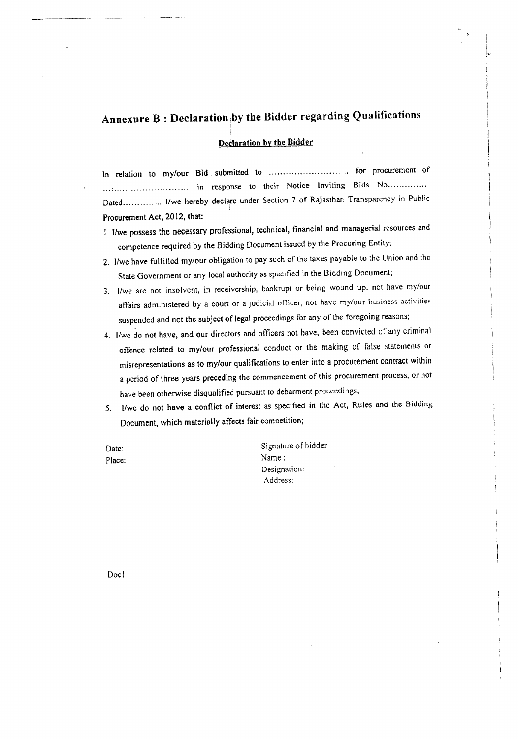## Annexure B : Declaration by the Bidder regarding Qualifications

**Declaration by the Bidder**

In relation to my/our Bid submitted to ............................ for procurement of ............................ in response to their Notice Inviting Bids No.............. Dated............. I/we hereby declare under Section 7 of Rajasthan Transparency in Public Procurement Act, 2012, that:

1. I/we possess the necessary professional, technical, financial and managerial resources and competence required by the Bidding Document issued by the Procuring Entity;
2. I/we have fulfilled my/our obligation to pay such of the taxes payable to the Union and the State Government or any local authority as specified in the Bidding Document;
3. I/we are not insolvent, in receivership, bankrupt or being wound up, not have my/our affairs administered by a court or a judicial officer, not have my/our business activities suspended and not the subject of legal proceedings for any of the foregoing reasons;
4. I/we do not have, and our directors and officers not have, been convicted of any criminal offence related to my/our professional conduct or the making of false statements or misrepresentations as to my/our qualifications to enter into a procurement contract within a period of three years preceding the commencement of this procurement process, or not have been otherwise disqualified pursuant to debarment proceedings;
5. I/we do not have a conflict of interest as specified in the Act, Rules and the Bidding Document, which materially affects fair competition;

Date:
Place:

Signature of bidder
Name :
Designation:
Address:

Doc1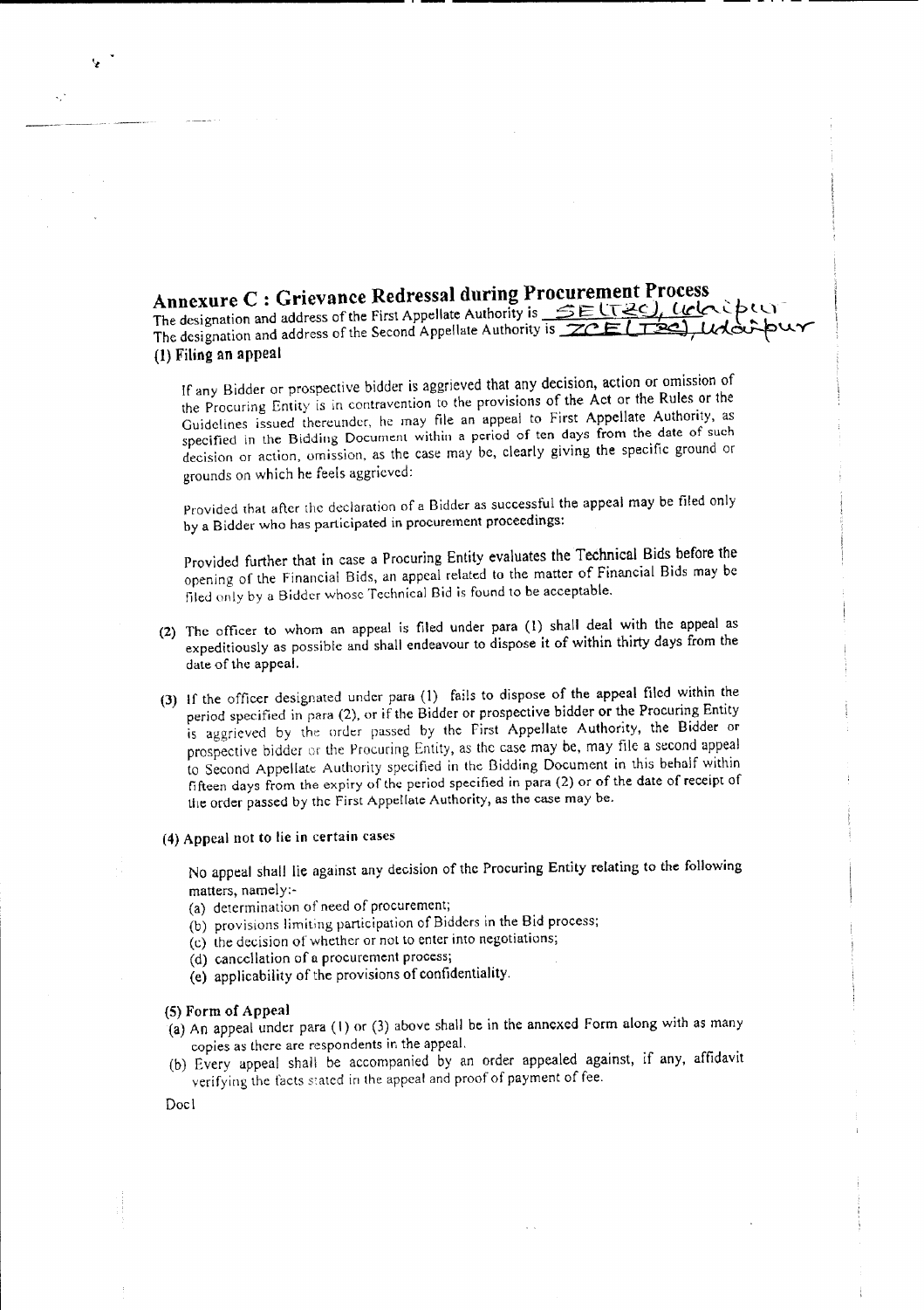# Annexure C : Grievance Redressal during Procurement Process

The designation and address of the First Appellate Authority is SE(T&C), Udaipur
The designation and address of the Second Appellate Authority is ZCE(T&C), Udaipur

### (1) Filing an appeal

If any Bidder or prospective bidder is aggrieved that any decision, action or omission of the Procuring Entity is in contravention to the provisions of the Act or the Rules or the Guidelines issued thereunder, he may file an appeal to First Appellate Authority, as specified in the Bidding Document within a period of ten days from the date of such decision or action, omission, as the case may be, clearly giving the specific ground or grounds on which he feels aggrieved:

Provided that after the declaration of a Bidder as successful the appeal may be filed only by a Bidder who has participated in procurement proceedings:

Provided further that in case a Procuring Entity evaluates the Technical Bids before the opening of the Financial Bids, an appeal related to the matter of Financial Bids may be filed only by a Bidder whose Technical Bid is found to be acceptable.

(2) The officer to whom an appeal is filed under para (1) shall deal with the appeal as expeditiously as possible and shall endeavour to dispose it of within thirty days from the date of the appeal.

(3) If the officer designated under para (1) fails to dispose of the appeal filed within the period specified in para (2), or if the Bidder or prospective bidder or the Procuring Entity is aggrieved by the order passed by the First Appellate Authority, the Bidder or prospective bidder or the Procuring Entity, as the case may be, may file a second appeal to Second Appellate Authority specified in the Bidding Document in this behalf within fifteen days from the expiry of the period specified in para (2) or of the date of receipt of the order passed by the First Appellate Authority, as the case may be.

### (4) Appeal not to lie in certain cases

No appeal shall lie against any decision of the Procuring Entity relating to the following matters, namely:-

(a) determination of need of procurement;
(b) provisions limiting participation of Bidders in the Bid process;
(c) the decision of whether or not to enter into negotiations;
(d) cancellation of a procurement process;
(e) applicability of the provisions of confidentiality.

### (5) Form of Appeal

(a) An appeal under para (1) or (3) above shall be in the annexed Form along with as many copies as there are respondents in the appeal.
(b) Every appeal shall be accompanied by an order appealed against, if any, affidavit verifying the facts stated in the appeal and proof of payment of fee.

Doc1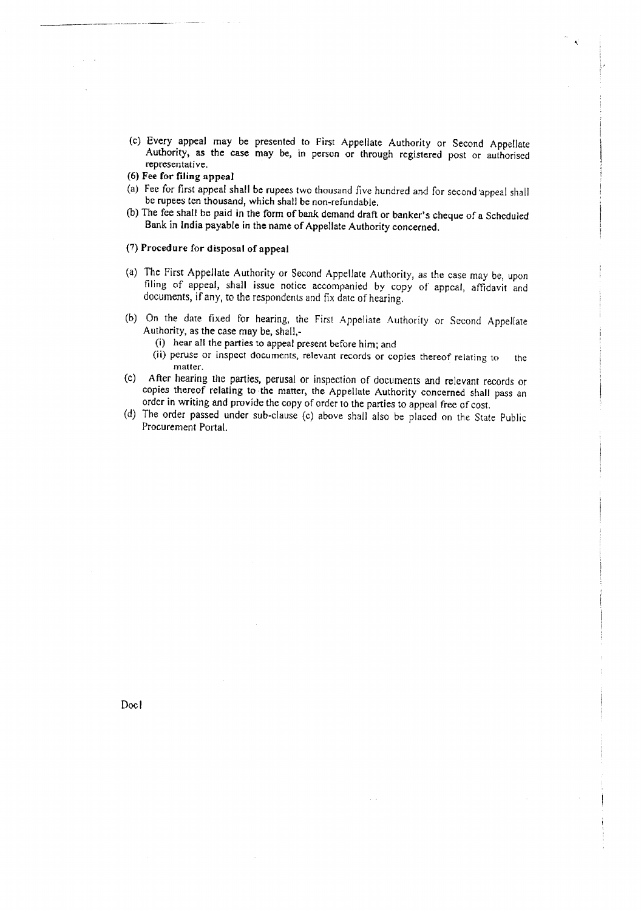(c) Every appeal may be presented to First Appellate Authority or Second Appellate Authority, as the case may be, in person or through registered post or authorised representative.

**(6) Fee for filing appeal**

(a) Fee for first appeal shall be rupees two thousand five hundred and for second appeal shall be rupees ten thousand, which shall be non-refundable.

(b) The fee shall be paid in the form of bank demand draft or banker's cheque of a Scheduled Bank in India payable in the name of Appellate Authority concerned.

**(7) Procedure for disposal of appeal**

(a) The First Appellate Authority or Second Appellate Authority, as the case may be, upon filing of appeal, shall issue notice accompanied by copy of appeal, affidavit and documents, if any, to the respondents and fix date of hearing.

(b) On the date fixed for hearing, the First Appellate Authority or Second Appellate Authority, as the case may be, shall,-

   (i) hear all the parties to appeal present before him; and

   (ii) peruse or inspect documents, relevant records or copies thereof relating to the matter.

(c) After hearing the parties, perusal or inspection of documents and relevant records or copies thereof relating to the matter, the Appellate Authority concerned shall pass an order in writing and provide the copy of order to the parties to appeal free of cost.

(d) The order passed under sub-clause (c) above shall also be placed on the State Public Procurement Portal.

Doc1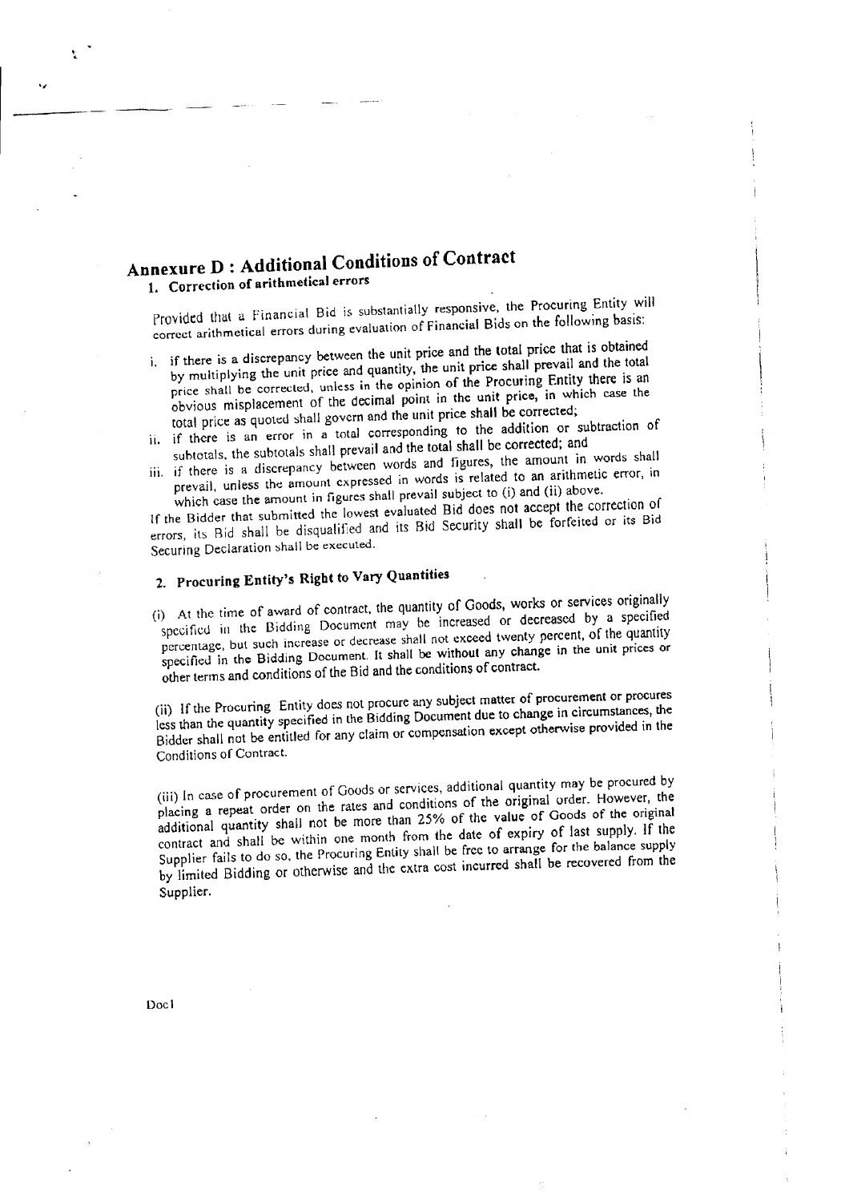# Annexure D : Additional Conditions of Contract

## 1. Correction of arithmetical errors

Provided that a Financial Bid is substantially responsive, the Procuring Entity will correct arithmetical errors during evaluation of Financial Bids on the following basis:

i. if there is a discrepancy between the unit price and the total price that is obtained by multiplying the unit price and quantity, the unit price shall prevail and the total price shall be corrected, unless in the opinion of the Procuring Entity there is an obvious misplacement of the decimal point in the unit price, in which case the total price as quoted shall govern and the unit price shall be corrected;

ii. if there is an error in a total corresponding to the addition or subtraction of subtotals, the subtotals shall prevail and the total shall be corrected; and

iii. if there is a discrepancy between words and figures, the amount in words shall prevail, unless the amount expressed in words is related to an arithmetic error, in which case the amount in figures shall prevail subject to (i) and (ii) above.

If the Bidder that submitted the lowest evaluated Bid does not accept the correction of errors, its Bid shall be disqualified and its Bid Security shall be forfeited or its Bid Securing Declaration shall be executed.

## 2. Procuring Entity's Right to Vary Quantities

(i) At the time of award of contract, the quantity of Goods, works or services originally specified in the Bidding Document may be increased or decreased by a specified percentage, but such increase or decrease shall not exceed twenty percent, of the quantity specified in the Bidding Document. It shall be without any change in the unit prices or other terms and conditions of the Bid and the conditions of contract.

(ii) If the Procuring Entity does not procure any subject matter of procurement or procures less than the quantity specified in the Bidding Document due to change in circumstances, the Bidder shall not be entitled for any claim or compensation except otherwise provided in the Conditions of Contract.

(iii) In case of procurement of Goods or services, additional quantity may be procured by placing a repeat order on the rates and conditions of the original order. However, the additional quantity shall not be more than 25% of the value of Goods of the original contract and shall be within one month from the date of expiry of last supply. If the Supplier fails to do so, the Procuring Entity shall be free to arrange for the balance supply by limited Bidding or otherwise and the extra cost incurred shall be recovered from the Supplier.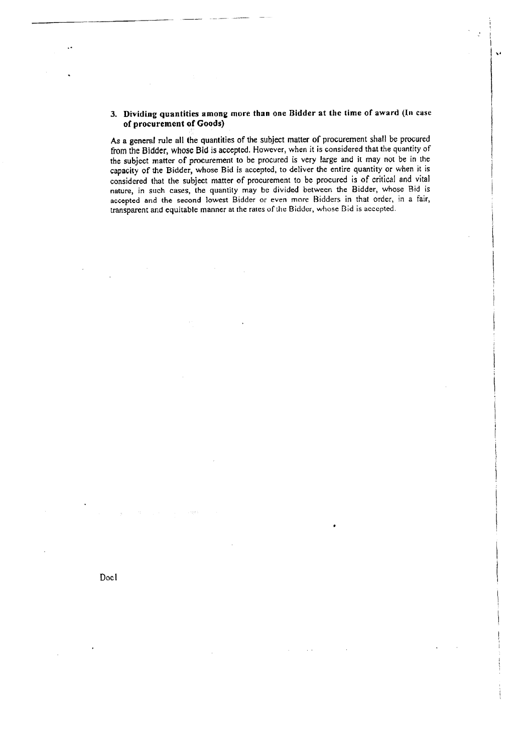### 3. Dividing quantities among more than one Bidder at the time of award (In case of procurement of Goods)

As a general rule all the quantities of the subject matter of procurement shall be procured from the Bidder, whose Bid is accepted. However, when it is considered that the quantity of the subject matter of procurement to be procured is very large and it may not be in the capacity of the Bidder, whose Bid is accepted, to deliver the entire quantity or when it is considered that the subject matter of procurement to be procured is of critical and vital nature, in such cases, the quantity may be divided between the Bidder, whose Bid is accepted and the second lowest Bidder or even more Bidders in that order, in a fair, transparent and equitable manner at the rates of the Bidder, whose Bid is accepted.

Doc1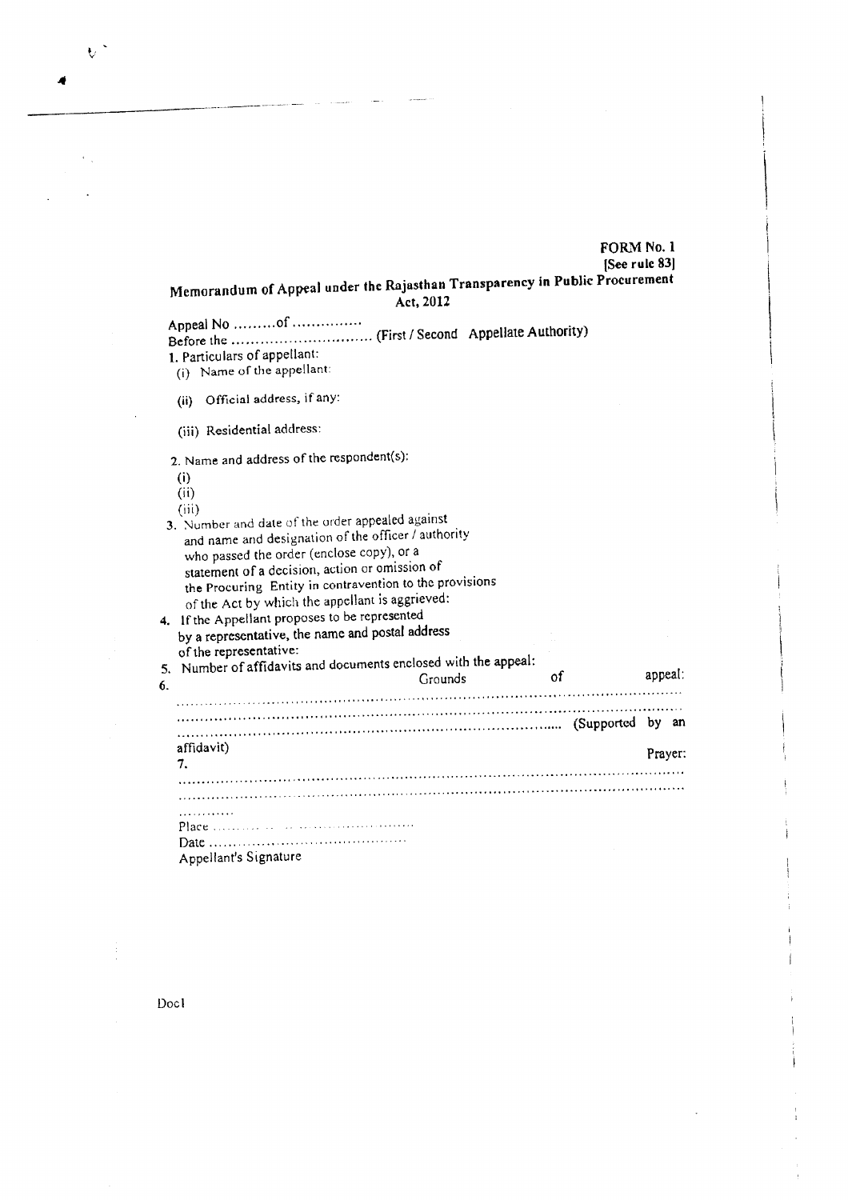**FORM No. 1**
**[See rule 83]**

## Memorandum of Appeal under the Rajasthan Transparency in Public Procurement Act, 2012

Appeal No .........of ...............

Before the .............................. (First / Second Appellate Authority)

1. Particulars of appellant:
   (i) Name of the appellant:

   (ii) Official address, if any:

   (iii) Residential address:

2. Name and address of the respondent(s):
   (i)
   (ii)
   (iii)
3. Number and date of the order appealed against and name and designation of the officer / authority who passed the order (enclose copy), or a statement of a decision, action or omission of the Procuring Entity in contravention to the provisions of the Act by which the appellant is aggrieved:
4. If the Appellant proposes to be represented by a representative, the name and postal address of the representative:
5. Number of affidavits and documents enclosed with the appeal:
6. Grounds of appeal:
   ..................................................................................................................
   ..................................................................................................................
   ........................................................................... (Supported by an affidavit)
7. Prayer:
   ..................................................................................................................
   ..................................................................................................................
   ............

Place ..........................................

Date ..........................................

Appellant's Signature